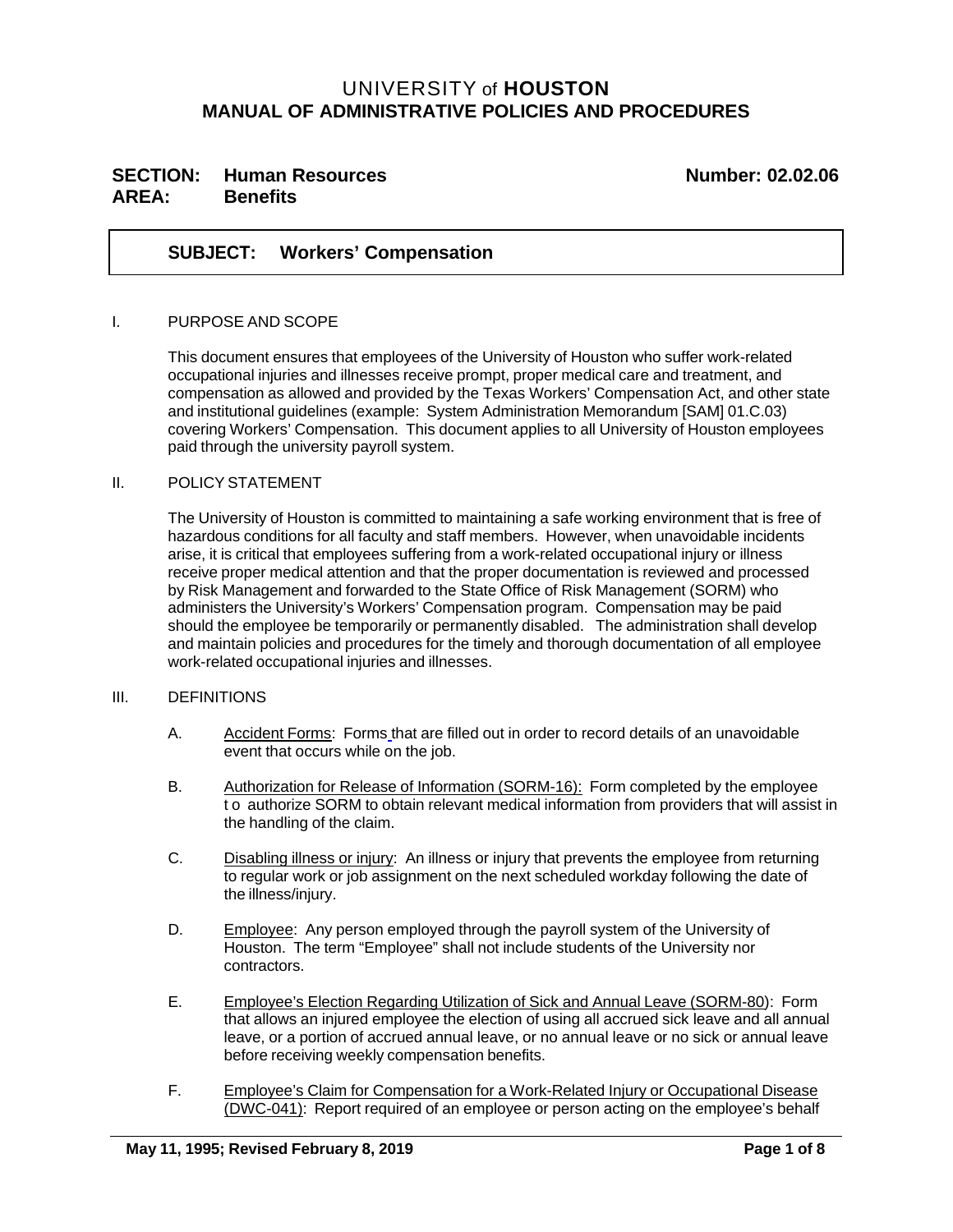# UNIVERSITY of HOUSTON
## MANUAL OF ADMINISTRATIVE POLICIES AND PROCEDURES

**SECTION: Human Resources** **Number: 02.02.06**
**AREA: Benefits**

### SUBJECT: Workers' Compensation

I. PURPOSE AND SCOPE

This document ensures that employees of the University of Houston who suffer work-related occupational injuries and illnesses receive prompt, proper medical care and treatment, and compensation as allowed and provided by the Texas Workers' Compensation Act, and other state and institutional guidelines (example: System Administration Memorandum [SAM] 01.C.03) covering Workers' Compensation. This document applies to all University of Houston employees paid through the university payroll system.

II. POLICY STATEMENT

The University of Houston is committed to maintaining a safe working environment that is free of hazardous conditions for all faculty and staff members. However, when unavoidable incidents arise, it is critical that employees suffering from a work-related occupational injury or illness receive proper medical attention and that the proper documentation is reviewed and processed by Risk Management and forwarded to the State Office of Risk Management (SORM) who administers the University's Workers' Compensation program. Compensation may be paid should the employee be temporarily or permanently disabled. The administration shall develop and maintain policies and procedures for the timely and thorough documentation of all employee work-related occupational injuries and illnesses.

III. DEFINITIONS

A. Accident Forms: Forms that are filled out in order to record details of an unavoidable event that occurs while on the job.

B. Authorization for Release of Information (SORM-16): Form completed by the employee to authorize SORM to obtain relevant medical information from providers that will assist in the handling of the claim.

C. Disabling illness or injury: An illness or injury that prevents the employee from returning to regular work or job assignment on the next scheduled workday following the date of the illness/injury.

D. Employee: Any person employed through the payroll system of the University of Houston. The term "Employee" shall not include students of the University nor contractors.

E. Employee's Election Regarding Utilization of Sick and Annual Leave (SORM-80): Form that allows an injured employee the election of using all accrued sick leave and all annual leave, or a portion of accrued annual leave, or no annual leave or no sick or annual leave before receiving weekly compensation benefits.

F. Employee's Claim for Compensation for a Work-Related Injury or Occupational Disease (DWC-041): Report required of an employee or person acting on the employee's behalf

May 11, 1995; Revised February 8, 2019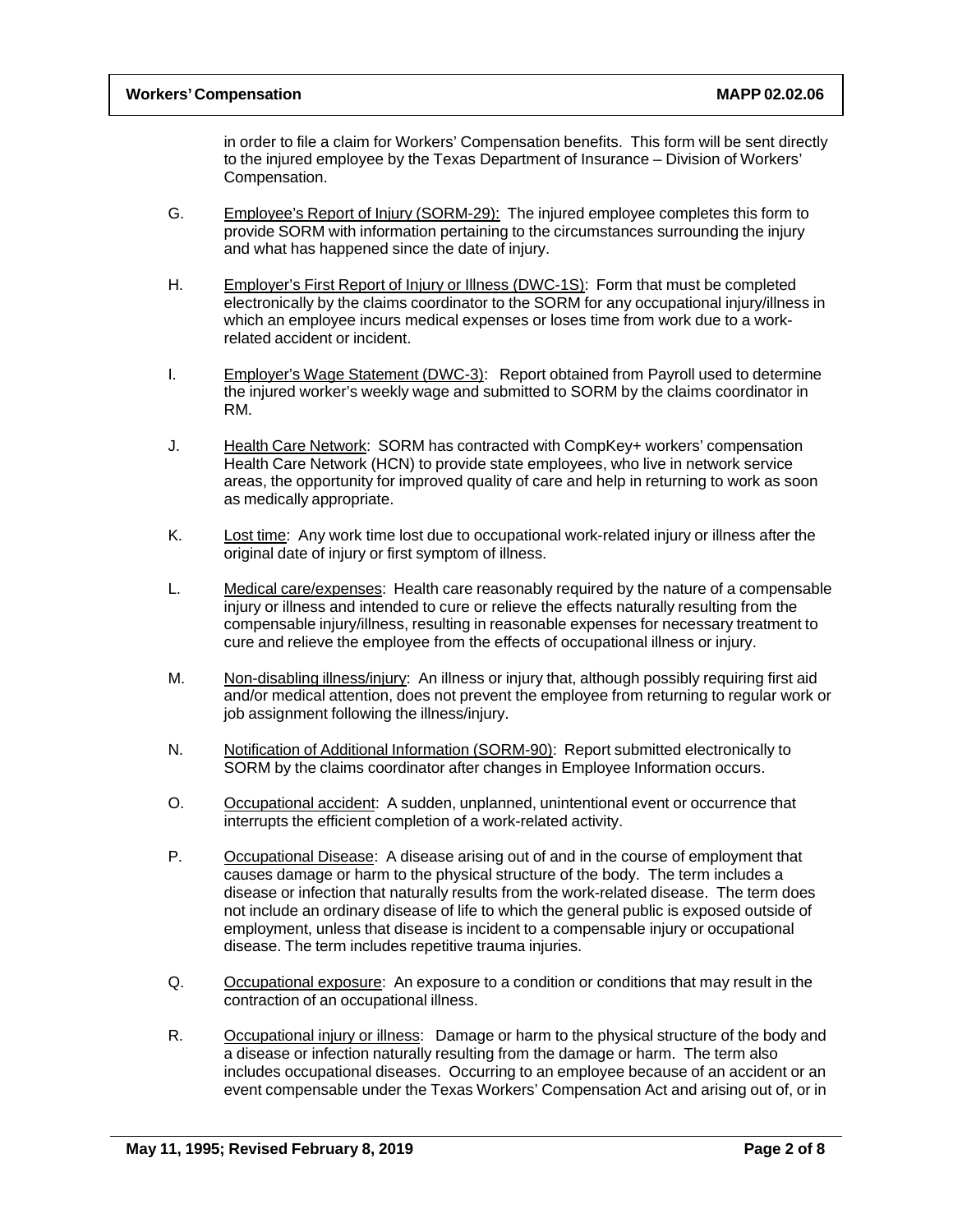in order to file a claim for Workers' Compensation benefits. This form will be sent directly to the injured employee by the Texas Department of Insurance – Division of Workers' Compensation.

G. Employee's Report of Injury (SORM-29): The injured employee completes this form to provide SORM with information pertaining to the circumstances surrounding the injury and what has happened since the date of injury.

H. Employer's First Report of Injury or Illness (DWC-1S): Form that must be completed electronically by the claims coordinator to the SORM for any occupational injury/illness in which an employee incurs medical expenses or loses time from work due to a work-related accident or incident.

I. Employer's Wage Statement (DWC-3): Report obtained from Payroll used to determine the injured worker's weekly wage and submitted to SORM by the claims coordinator in RM.

J. Health Care Network: SORM has contracted with CompKey+ workers' compensation Health Care Network (HCN) to provide state employees, who live in network service areas, the opportunity for improved quality of care and help in returning to work as soon as medically appropriate.

K. Lost time: Any work time lost due to occupational work-related injury or illness after the original date of injury or first symptom of illness.

L. Medical care/expenses: Health care reasonably required by the nature of a compensable injury or illness and intended to cure or relieve the effects naturally resulting from the compensable injury/illness, resulting in reasonable expenses for necessary treatment to cure and relieve the employee from the effects of occupational illness or injury.

M. Non-disabling illness/injury: An illness or injury that, although possibly requiring first aid and/or medical attention, does not prevent the employee from returning to regular work or job assignment following the illness/injury.

N. Notification of Additional Information (SORM-90): Report submitted electronically to SORM by the claims coordinator after changes in Employee Information occurs.

O. Occupational accident: A sudden, unplanned, unintentional event or occurrence that interrupts the efficient completion of a work-related activity.

P. Occupational Disease: A disease arising out of and in the course of employment that causes damage or harm to the physical structure of the body. The term includes a disease or infection that naturally results from the work-related disease. The term does not include an ordinary disease of life to which the general public is exposed outside of employment, unless that disease is incident to a compensable injury or occupational disease. The term includes repetitive trauma injuries.

Q. Occupational exposure: An exposure to a condition or conditions that may result in the contraction of an occupational illness.

R. Occupational injury or illness: Damage or harm to the physical structure of the body and a disease or infection naturally resulting from the damage or harm. The term also includes occupational diseases. Occurring to an employee because of an accident or an event compensable under the Texas Workers' Compensation Act and arising out of, or in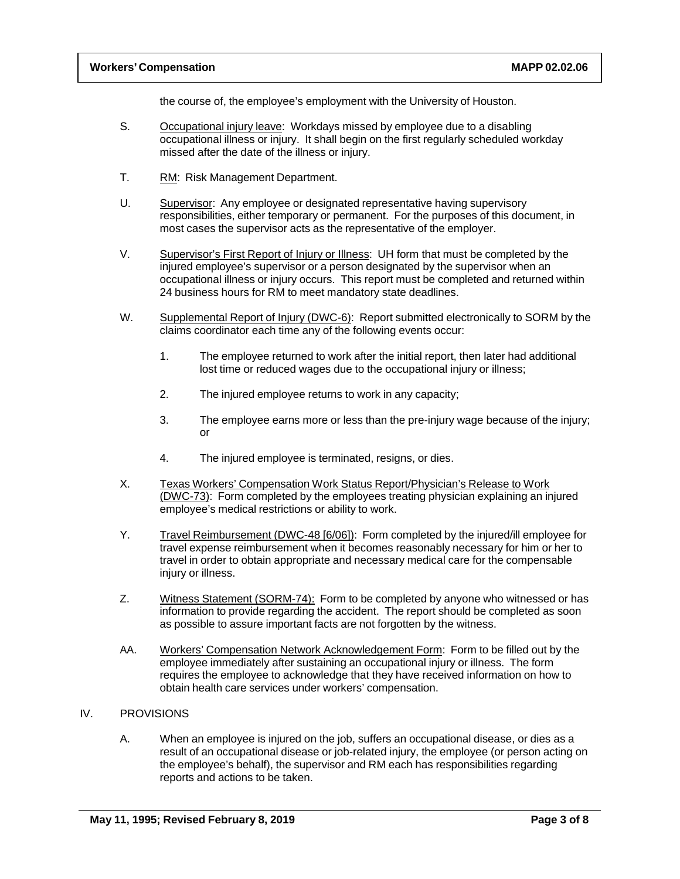the course of, the employee's employment with the University of Houston.

S. Occupational injury leave: Workdays missed by employee due to a disabling occupational illness or injury. It shall begin on the first regularly scheduled workday missed after the date of the illness or injury.

T. RM: Risk Management Department.

U. Supervisor: Any employee or designated representative having supervisory responsibilities, either temporary or permanent. For the purposes of this document, in most cases the supervisor acts as the representative of the employer.

V. Supervisor's First Report of Injury or Illness: UH form that must be completed by the injured employee's supervisor or a person designated by the supervisor when an occupational illness or injury occurs. This report must be completed and returned within 24 business hours for RM to meet mandatory state deadlines.

W. Supplemental Report of Injury (DWC-6): Report submitted electronically to SORM by the claims coordinator each time any of the following events occur:

   1. The employee returned to work after the initial report, then later had additional lost time or reduced wages due to the occupational injury or illness;

   2. The injured employee returns to work in any capacity;

   3. The employee earns more or less than the pre-injury wage because of the injury; or

   4. The injured employee is terminated, resigns, or dies.

X. Texas Workers' Compensation Work Status Report/Physician's Release to Work (DWC-73): Form completed by the employees treating physician explaining an injured employee's medical restrictions or ability to work.

Y. Travel Reimbursement (DWC-48 [6/06]): Form completed by the injured/ill employee for travel expense reimbursement when it becomes reasonably necessary for him or her to travel in order to obtain appropriate and necessary medical care for the compensable injury or illness.

Z. Witness Statement (SORM-74): Form to be completed by anyone who witnessed or has information to provide regarding the accident. The report should be completed as soon as possible to assure important facts are not forgotten by the witness.

AA. Workers' Compensation Network Acknowledgement Form: Form to be filled out by the employee immediately after sustaining an occupational injury or illness. The form requires the employee to acknowledge that they have received information on how to obtain health care services under workers' compensation.

## IV. PROVISIONS

A. When an employee is injured on the job, suffers an occupational disease, or dies as a result of an occupational disease or job-related injury, the employee (or person acting on the employee's behalf), the supervisor and RM each has responsibilities regarding reports and actions to be taken.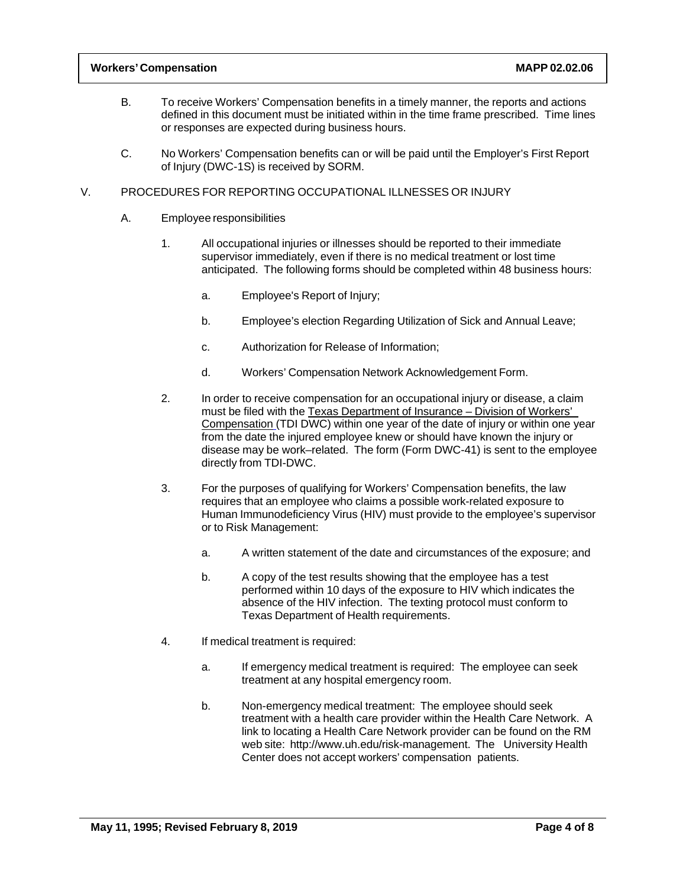B. To receive Workers' Compensation benefits in a timely manner, the reports and actions defined in this document must be initiated within in the time frame prescribed. Time lines or responses are expected during business hours.

C. No Workers' Compensation benefits can or will be paid until the Employer's First Report of Injury (DWC-1S) is received by SORM.

V. PROCEDURES FOR REPORTING OCCUPATIONAL ILLNESSES OR INJURY

A. Employee responsibilities

1. All occupational injuries or illnesses should be reported to their immediate supervisor immediately, even if there is no medical treatment or lost time anticipated. The following forms should be completed within 48 business hours:

   a. Employee's Report of Injury;

   b. Employee's election Regarding Utilization of Sick and Annual Leave;

   c. Authorization for Release of Information;

   d. Workers' Compensation Network Acknowledgement Form.

2. In order to receive compensation for an occupational injury or disease, a claim must be filed with the Texas Department of Insurance – Division of Workers' Compensation (TDI DWC) within one year of the date of injury or within one year from the date the injured employee knew or should have known the injury or disease may be work–related. The form (Form DWC-41) is sent to the employee directly from TDI-DWC.

3. For the purposes of qualifying for Workers' Compensation benefits, the law requires that an employee who claims a possible work-related exposure to Human Immunodeficiency Virus (HIV) must provide to the employee's supervisor or to Risk Management:

   a. A written statement of the date and circumstances of the exposure; and

   b. A copy of the test results showing that the employee has a test performed within 10 days of the exposure to HIV which indicates the absence of the HIV infection. The texting protocol must conform to Texas Department of Health requirements.

4. If medical treatment is required:

   a. If emergency medical treatment is required: The employee can seek treatment at any hospital emergency room.

   b. Non-emergency medical treatment: The employee should seek treatment with a health care provider within the Health Care Network. A link to locating a Health Care Network provider can be found on the RM web site: http://www.uh.edu/risk-management. The University Health Center does not accept workers' compensation patients.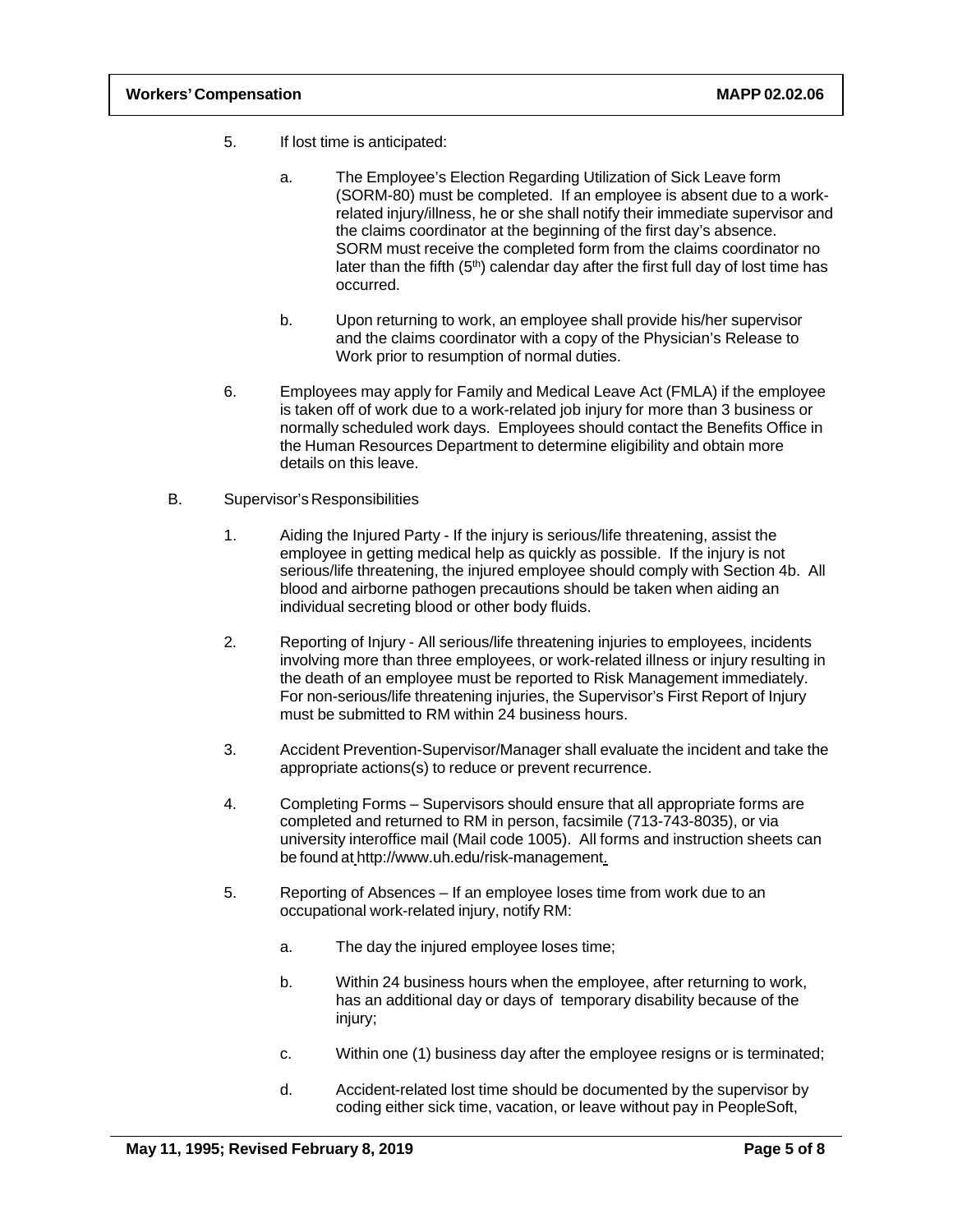5. If lost time is anticipated:

   a. The Employee's Election Regarding Utilization of Sick Leave form (SORM-80) must be completed. If an employee is absent due to a work-related injury/illness, he or she shall notify their immediate supervisor and the claims coordinator at the beginning of the first day's absence. SORM must receive the completed form from the claims coordinator no later than the fifth (5th) calendar day after the first full day of lost time has occurred.

   b. Upon returning to work, an employee shall provide his/her supervisor and the claims coordinator with a copy of the Physician's Release to Work prior to resumption of normal duties.

6. Employees may apply for Family and Medical Leave Act (FMLA) if the employee is taken off of work due to a work-related job injury for more than 3 business or normally scheduled work days. Employees should contact the Benefits Office in the Human Resources Department to determine eligibility and obtain more details on this leave.

B. Supervisor's Responsibilities

1. Aiding the Injured Party - If the injury is serious/life threatening, assist the employee in getting medical help as quickly as possible. If the injury is not serious/life threatening, the injured employee should comply with Section 4b. All blood and airborne pathogen precautions should be taken when aiding an individual secreting blood or other body fluids.

2. Reporting of Injury - All serious/life threatening injuries to employees, incidents involving more than three employees, or work-related illness or injury resulting in the death of an employee must be reported to Risk Management immediately. For non-serious/life threatening injuries, the Supervisor's First Report of Injury must be submitted to RM within 24 business hours.

3. Accident Prevention-Supervisor/Manager shall evaluate the incident and take the appropriate actions(s) to reduce or prevent recurrence.

4. Completing Forms – Supervisors should ensure that all appropriate forms are completed and returned to RM in person, facsimile (713-743-8035), or via university interoffice mail (Mail code 1005). All forms and instruction sheets can be found at http://www.uh.edu/risk-management.

5. Reporting of Absences – If an employee loses time from work due to an occupational work-related injury, notify RM:

   a. The day the injured employee loses time;

   b. Within 24 business hours when the employee, after returning to work, has an additional day or days of temporary disability because of the injury;

   c. Within one (1) business day after the employee resigns or is terminated;

   d. Accident-related lost time should be documented by the supervisor by coding either sick time, vacation, or leave without pay in PeopleSoft,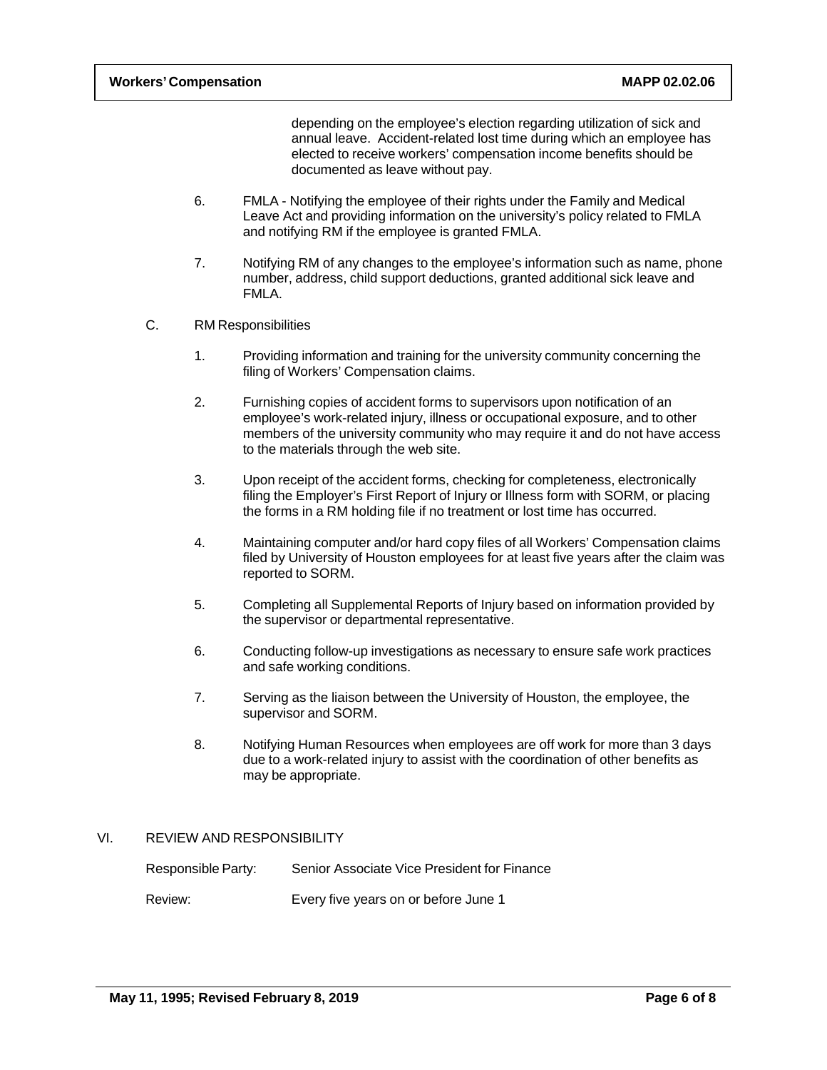depending on the employee's election regarding utilization of sick and annual leave. Accident-related lost time during which an employee has elected to receive workers' compensation income benefits should be documented as leave without pay.

6. FMLA - Notifying the employee of their rights under the Family and Medical Leave Act and providing information on the university's policy related to FMLA and notifying RM if the employee is granted FMLA.

7. Notifying RM of any changes to the employee's information such as name, phone number, address, child support deductions, granted additional sick leave and FMLA.

C. RM Responsibilities

1. Providing information and training for the university community concerning the filing of Workers' Compensation claims.

2. Furnishing copies of accident forms to supervisors upon notification of an employee's work-related injury, illness or occupational exposure, and to other members of the university community who may require it and do not have access to the materials through the web site.

3. Upon receipt of the accident forms, checking for completeness, electronically filing the Employer's First Report of Injury or Illness form with SORM, or placing the forms in a RM holding file if no treatment or lost time has occurred.

4. Maintaining computer and/or hard copy files of all Workers' Compensation claims filed by University of Houston employees for at least five years after the claim was reported to SORM.

5. Completing all Supplemental Reports of Injury based on information provided by the supervisor or departmental representative.

6. Conducting follow-up investigations as necessary to ensure safe work practices and safe working conditions.

7. Serving as the liaison between the University of Houston, the employee, the supervisor and SORM.

8. Notifying Human Resources when employees are off work for more than 3 days due to a work-related injury to assist with the coordination of other benefits as may be appropriate.

## VI. REVIEW AND RESPONSIBILITY

Responsible Party: Senior Associate Vice President for Finance

Review: Every five years on or before June 1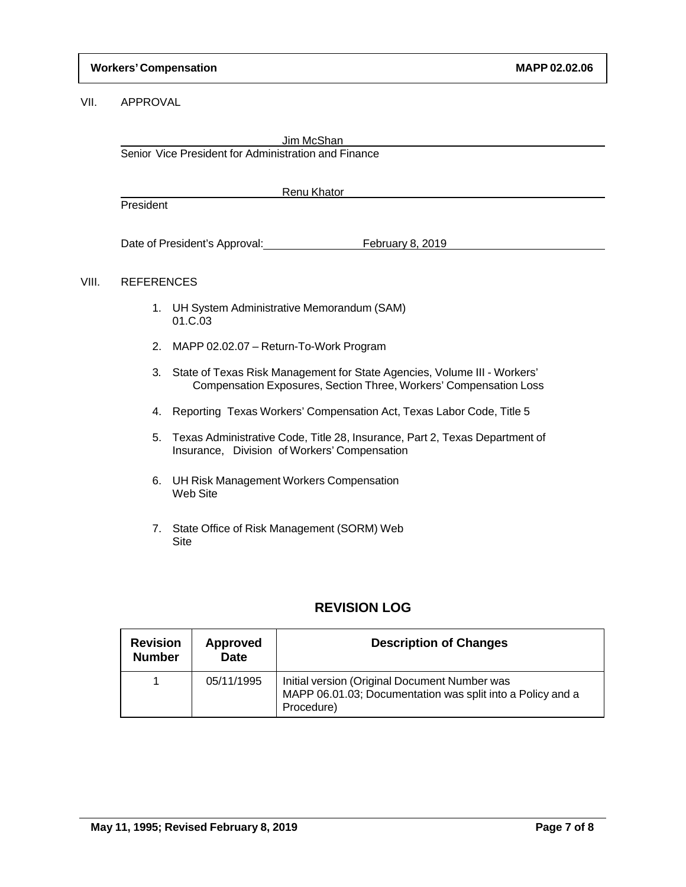## VII. APPROVAL

Jim McShan

Senior Vice President for Administration and Finance

Renu Khator

President

Date of President's Approval: February 8, 2019

## VIII. REFERENCES

1. UH System Administrative Memorandum (SAM) 01.C.03
2. MAPP 02.02.07 – Return-To-Work Program
3. State of Texas Risk Management for State Agencies, Volume III - Workers' Compensation Exposures, Section Three, Workers' Compensation Loss
4. Reporting Texas Workers' Compensation Act, Texas Labor Code, Title 5
5. Texas Administrative Code, Title 28, Insurance, Part 2, Texas Department of Insurance, Division of Workers' Compensation
6. UH Risk Management Workers Compensation Web Site
7. State Office of Risk Management (SORM) Web Site

## REVISION LOG

| Revision Number | Approved Date | Description of Changes |
| --- | --- | --- |
| 1 | 05/11/1995 | Initial version (Original Document Number was MAPP 06.01.03; Documentation was split into a Policy and a Procedure) |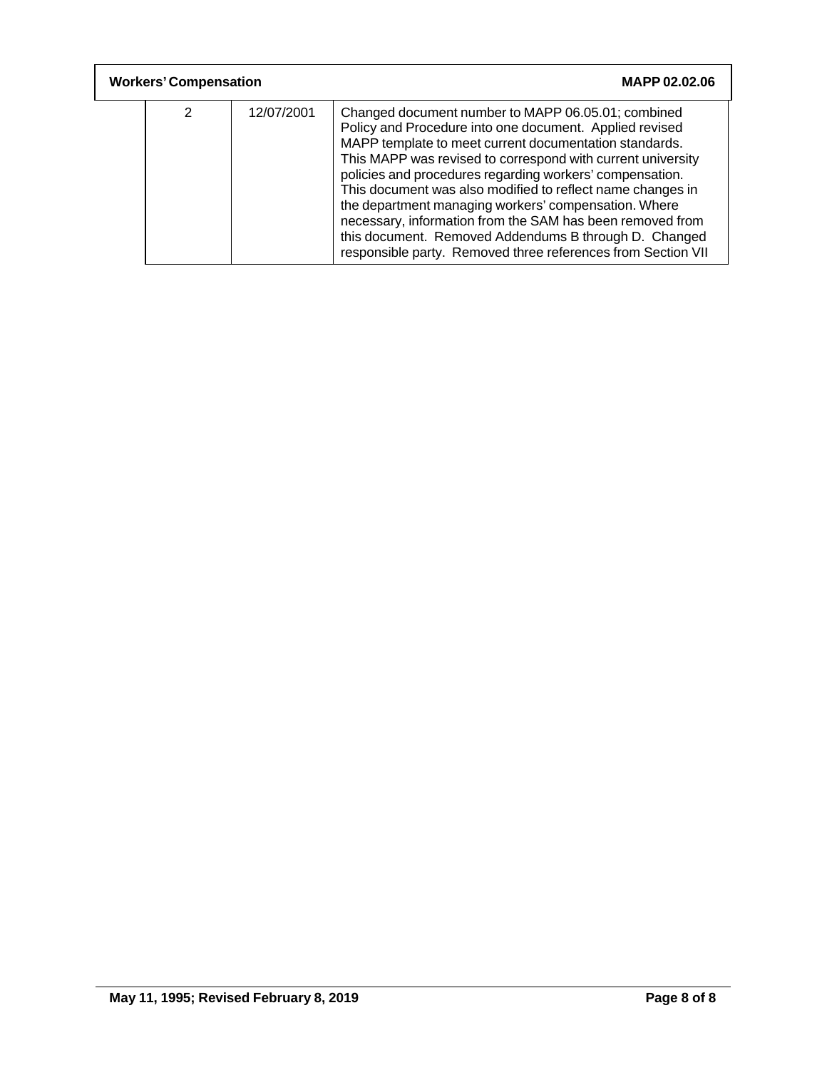| 2 | 12/07/2001 | Changed document number to MAPP 06.05.01; combined Policy and Procedure into one document. Applied revised MAPP template to meet current documentation standards. This MAPP was revised to correspond with current university policies and procedures regarding workers' compensation. This document was also modified to reflect name changes in the department managing workers' compensation. Where necessary, information from the SAM has been removed from this document. Removed Addendums B through D. Changed responsible party. Removed three references from Section VII |
|---|---|---|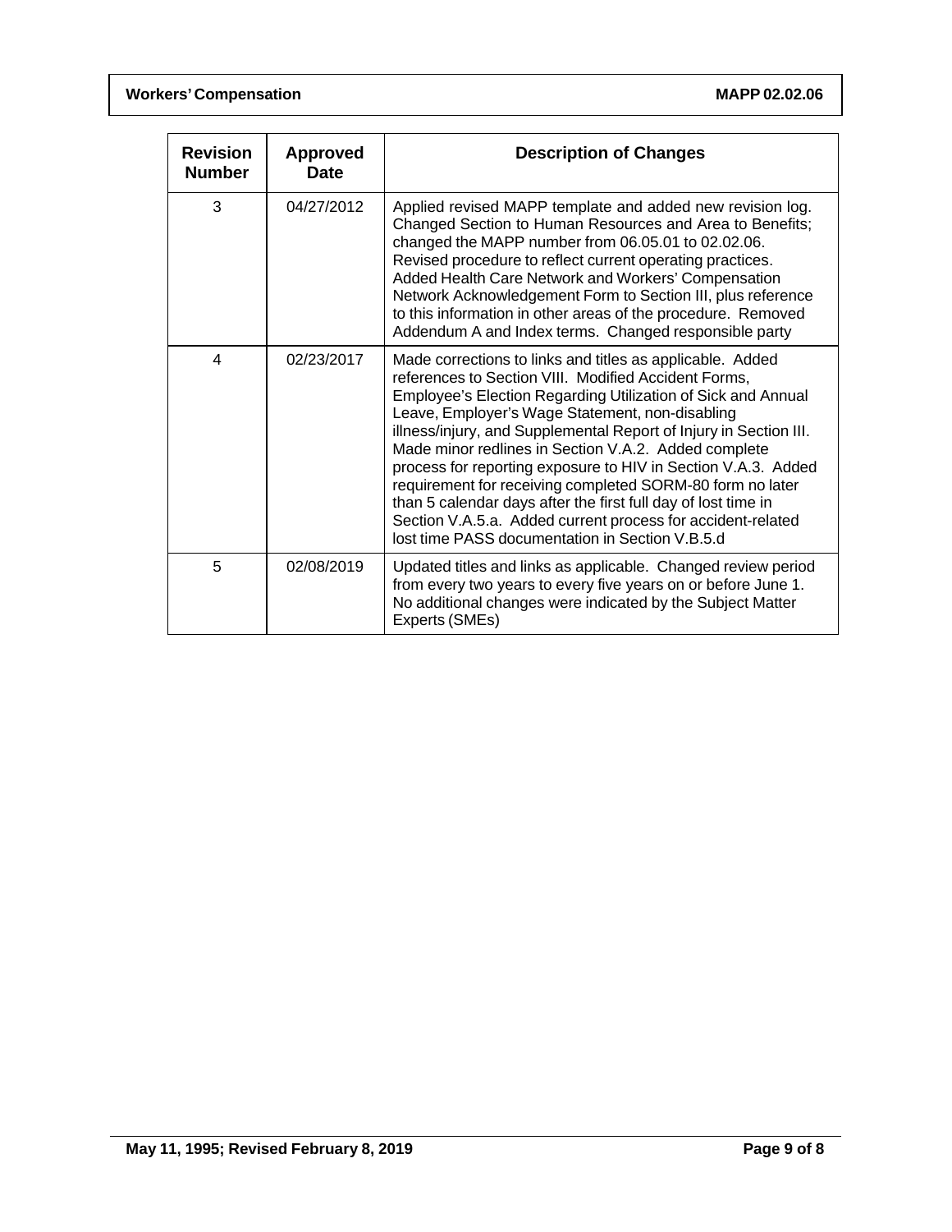| Revision Number | Approved Date | Description of Changes |
|---|---|---|
| 3 | 04/27/2012 | Applied revised MAPP template and added new revision log. Changed Section to Human Resources and Area to Benefits; changed the MAPP number from 06.05.01 to 02.02.06. Revised procedure to reflect current operating practices. Added Health Care Network and Workers' Compensation Network Acknowledgement Form to Section III, plus reference to this information in other areas of the procedure. Removed Addendum A and Index terms. Changed responsible party |
| 4 | 02/23/2017 | Made corrections to links and titles as applicable. Added references to Section VIII. Modified Accident Forms, Employee's Election Regarding Utilization of Sick and Annual Leave, Employer's Wage Statement, non-disabling illness/injury, and Supplemental Report of Injury in Section III. Made minor redlines in Section V.A.2. Added complete process for reporting exposure to HIV in Section V.A.3. Added requirement for receiving completed SORM-80 form no later than 5 calendar days after the first full day of lost time in Section V.A.5.a. Added current process for accident-related lost time PASS documentation in Section V.B.5.d |
| 5 | 02/08/2019 | Updated titles and links as applicable. Changed review period from every two years to every five years on or before June 1. No additional changes were indicated by the Subject Matter Experts (SMEs) |